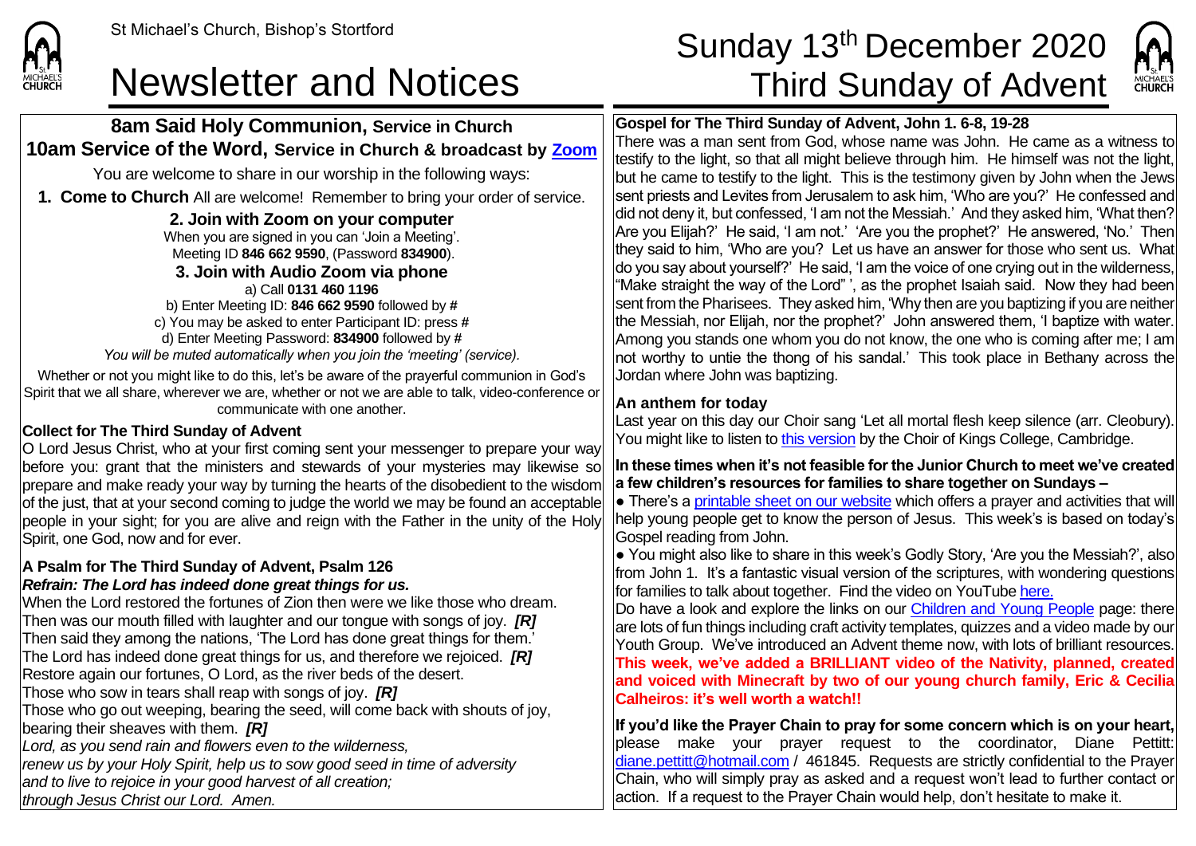St Michael's Church, Bishop's Stortford

# Newsletter and Notices

# Sunday 13th December 2020 Third Sunday of Advent

## 8am Said Holy Communion, Service in Church
## 10am Service of the Word, Service in Church & broadcast by Zoom

You are welcome to share in our worship in the following ways:

**1. Come to Church** All are welcome! Remember to bring your order of service.

**2. Join with Zoom on your computer**
When you are signed in you can 'Join a Meeting'.
Meeting ID **846 662 9590**, (Password **834900**).

**3. Join with Audio Zoom via phone**
a) Call **0131 460 1196**
b) Enter Meeting ID: **846 662 9590** followed by **#**
c) You may be asked to enter Participant ID: press **#**
d) Enter Meeting Password: **834900** followed by **#**
*You will be muted automatically when you join the 'meeting' (service).*

Whether or not you might like to do this, let's be aware of the prayerful communion in God's Spirit that we all share, wherever we are, whether or not we are able to talk, video-conference or communicate with one another.

**Collect for The Third Sunday of Advent**
O Lord Jesus Christ, who at your first coming sent your messenger to prepare your way before you: grant that the ministers and stewards of your mysteries may likewise so prepare and make ready your way by turning the hearts of the disobedient to the wisdom of the just, that at your second coming to judge the world we may be found an acceptable people in your sight; for you are alive and reign with the Father in the unity of the Holy Spirit, one God, now and for ever.

**A Psalm for The Third Sunday of Advent, Psalm 126**
***Refrain: The Lord has indeed done great things for us.***
When the Lord restored the fortunes of Zion then were we like those who dream.
Then was our mouth filled with laughter and our tongue with songs of joy. ***[R]***
Then said they among the nations, 'The Lord has done great things for them.'
The Lord has indeed done great things for us, and therefore we rejoiced. ***[R]***
Restore again our fortunes, O Lord, as the river beds of the desert.
Those who sow in tears shall reap with songs of joy. ***[R]***
Those who go out weeping, bearing the seed, will come back with shouts of joy, bearing their sheaves with them. ***[R]***
*Lord, as you send rain and flowers even to the wilderness,*
*renew us by your Holy Spirit, help us to sow good seed in time of adversity*
*and to live to rejoice in your good harvest of all creation;*
*through Jesus Christ our Lord. Amen.*

**Gospel for The Third Sunday of Advent, John 1. 6-8, 19-28**
There was a man sent from God, whose name was John. He came as a witness to testify to the light, so that all might believe through him. He himself was not the light, but he came to testify to the light. This is the testimony given by John when the Jews sent priests and Levites from Jerusalem to ask him, 'Who are you?' He confessed and did not deny it, but confessed, 'I am not the Messiah.' And they asked him, 'What then? Are you Elijah?' He said, 'I am not.' 'Are you the prophet?' He answered, 'No.' Then they said to him, 'Who are you? Let us have an answer for those who sent us. What do you say about yourself?' He said, 'I am the voice of one crying out in the wilderness, "Make straight the way of the Lord" ', as the prophet Isaiah said. Now they had been sent from the Pharisees. They asked him, 'Why then are you baptizing if you are neither the Messiah, nor Elijah, nor the prophet?' John answered them, 'I baptize with water. Among you stands one whom you do not know, the one who is coming after me; I am not worthy to untie the thong of his sandal.' This took place in Bethany across the Jordan where John was baptizing.

**An anthem for today**
Last year on this day our Choir sang 'Let all mortal flesh keep silence (arr. Cleobury). You might like to listen to this version by the Choir of Kings College, Cambridge.

**In these times when it's not feasible for the Junior Church to meet we've created a few children's resources for families to share together on Sundays –**
● There's a printable sheet on our website which offers a prayer and activities that will help young people get to know the person of Jesus. This week's is based on today's Gospel reading from John.
● You might also like to share in this week's Godly Story, 'Are you the Messiah?', also from John 1. It's a fantastic visual version of the scriptures, with wondering questions for families to talk about together. Find the video on YouTube here.
Do have a look and explore the links on our Children and Young People page: there are lots of fun things including craft activity templates, quizzes and a video made by our Youth Group. We've introduced an Advent theme now, with lots of brilliant resources.
**This week, we've added a BRILLIANT video of the Nativity, planned, created and voiced with Minecraft by two of our young church family, Eric & Cecilia Calheiros: it's well worth a watch!!**

**If you'd like the Prayer Chain to pray for some concern which is on your heart,** please make your prayer request to the coordinator, Diane Pettitt: diane.pettitt@hotmail.com / 461845. Requests are strictly confidential to the Prayer Chain, who will simply pray as asked and a request won't lead to further contact or action. If a request to the Prayer Chain would help, don't hesitate to make it.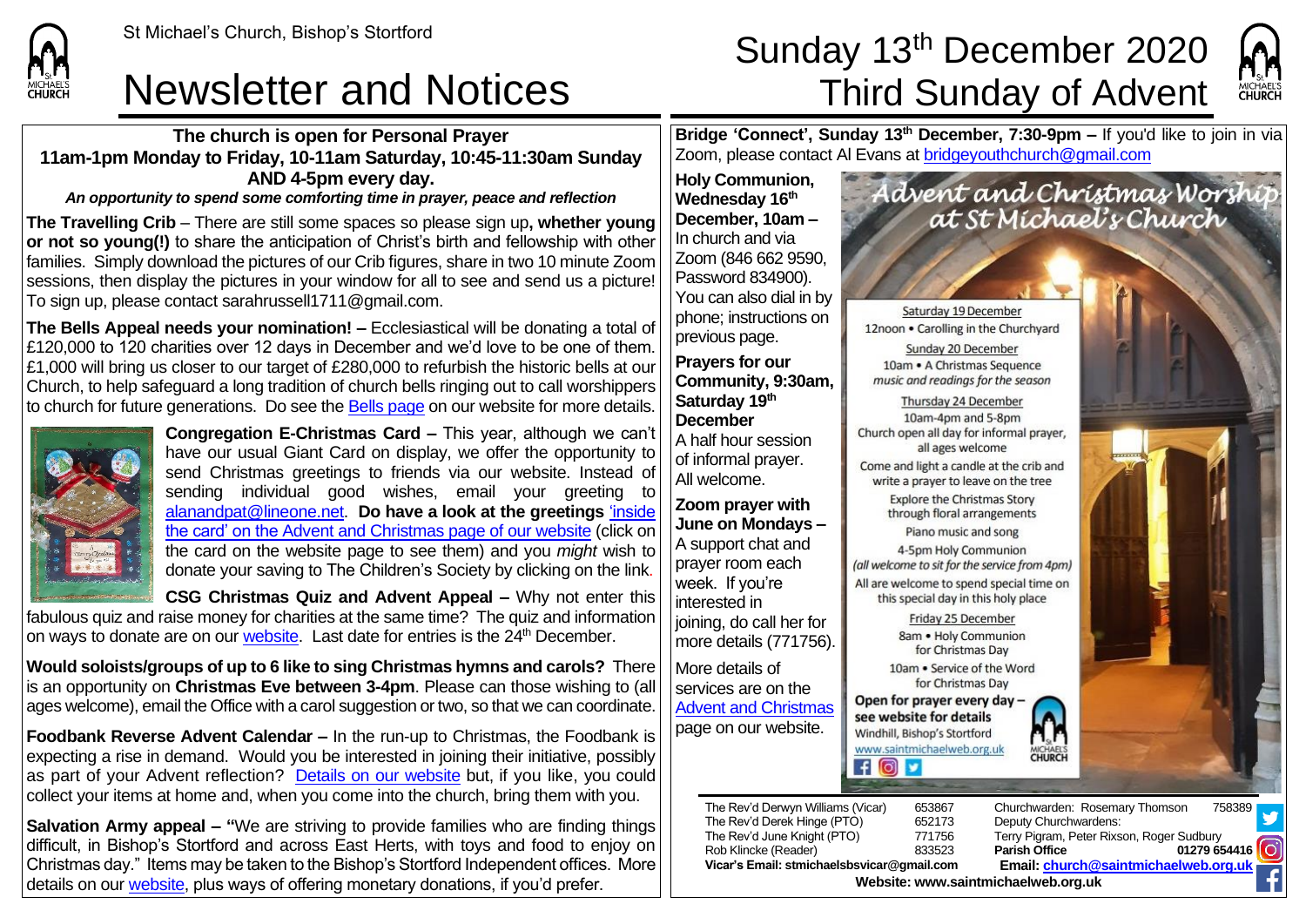St Michael's Church, Bishop's Stortford

# Newsletter and Notices

# Sunday 13th December 2020
# Third Sunday of Advent

**The church is open for Personal Prayer**
**11am-1pm Monday to Friday, 10-11am Saturday, 10:45-11:30am Sunday AND 4-5pm every day.**
***An opportunity to spend some comforting time in prayer, peace and reflection***

**The Travelling Crib** – There are still some spaces so please sign up**, whether young or not so young(!)** to share the anticipation of Christ's birth and fellowship with other families. Simply download the pictures of our Crib figures, share in two 10 minute Zoom sessions, then display the pictures in your window for all to see and send us a picture! To sign up, please contact sarahrussell1711@gmail.com.

**The Bells Appeal needs your nomination! –** Ecclesiastical will be donating a total of £120,000 to 120 charities over 12 days in December and we'd love to be one of them. £1,000 will bring us closer to our target of £280,000 to refurbish the historic bells at our Church, to help safeguard a long tradition of church bells ringing out to call worshippers to church for future generations. Do see the Bells page on our website for more details.

**Congregation E-Christmas Card –** This year, although we can't have our usual Giant Card on display, we offer the opportunity to send Christmas greetings to friends via our website. Instead of sending individual good wishes, email your greeting to alanandpat@lineone.net. **Do have a look at the greetings** 'inside the card' on the Advent and Christmas page of our website (click on the card on the website page to see them) and you *might* wish to donate your saving to The Children's Society by clicking on the link.

**CSG Christmas Quiz and Advent Appeal –** Why not enter this fabulous quiz and raise money for charities at the same time? The quiz and information on ways to donate are on our website. Last date for entries is the 24th December.

**Would soloists/groups of up to 6 like to sing Christmas hymns and carols?** There is an opportunity on **Christmas Eve between 3-4pm**. Please can those wishing to (all ages welcome), email the Office with a carol suggestion or two, so that we can coordinate.

**Foodbank Reverse Advent Calendar –** In the run-up to Christmas, the Foodbank is expecting a rise in demand. Would you be interested in joining their initiative, possibly as part of your Advent reflection? Details on our website but, if you like, you could collect your items at home and, when you come into the church, bring them with you.

**Salvation Army appeal – "**We are striving to provide families who are finding things difficult, in Bishop's Stortford and across East Herts, with toys and food to enjoy on Christmas day." Items may be taken to the Bishop's Stortford Independent offices. More details on our website, plus ways of offering monetary donations, if you'd prefer.

**Bridge 'Connect', Sunday 13th December, 7:30-9pm –** If you'd like to join in via Zoom, please contact Al Evans at bridgeyouthchurch@gmail.com

**Holy Communion, Wednesday 16th December, 10am –** In church and via Zoom (846 662 9590, Password 834900). You can also dial in by phone; instructions on previous page.

**Prayers for our Community, 9:30am, Saturday 19th December**
A half hour session of informal prayer. All welcome.

**Zoom prayer with June on Mondays –** A support chat and prayer room each week. If you're interested in joining, do call her for more details (771756).

More details of services are on the Advent and Christmas page on our website.

*Advent and Christmas Worship at St Michael's Church*

Saturday 19 December
12noon • Carolling in the Churchyard

Sunday 20 December
10am • A Christmas Sequence
*music and readings for the season*

Thursday 24 December
10am-4pm and 5-8pm
Church open all day for informal prayer, all ages welcome
Come and light a candle at the crib and write a prayer to leave on the tree
Explore the Christmas Story through floral arrangements
Piano music and song
4-5pm Holy Communion
*(all welcome to sit for the service from 4pm)*
All are welcome to spend special time on this special day in this holy place

Friday 25 December
8am • Holy Communion for Christmas Day
10am • Service of the Word for Christmas Day

**Open for prayer every day – see website for details**
Windhill, Bishop's Stortford
www.saintmichaelweb.org.uk

| | | | |
|---|---|---|---|
| The Rev'd Derwyn Williams (Vicar) | 653867 | Churchwarden: Rosemary Thomson | 758389 |
| The Rev'd Derek Hinge (PTO) | 652173 | Deputy Churchwardens: | |
| The Rev'd June Knight (PTO) | 771756 | Terry Pigram, Peter Rixson, Roger Sudbury | |
| Rob Klincke (Reader) | 833523 | **Parish Office** | **01279 654416** |
| **Vicar's Email: stmichaelsbsvicar@gmail.com** | | **Email: church@saintmichaelweb.org.uk** | |

**Website: www.saintmichaelweb.org.uk**